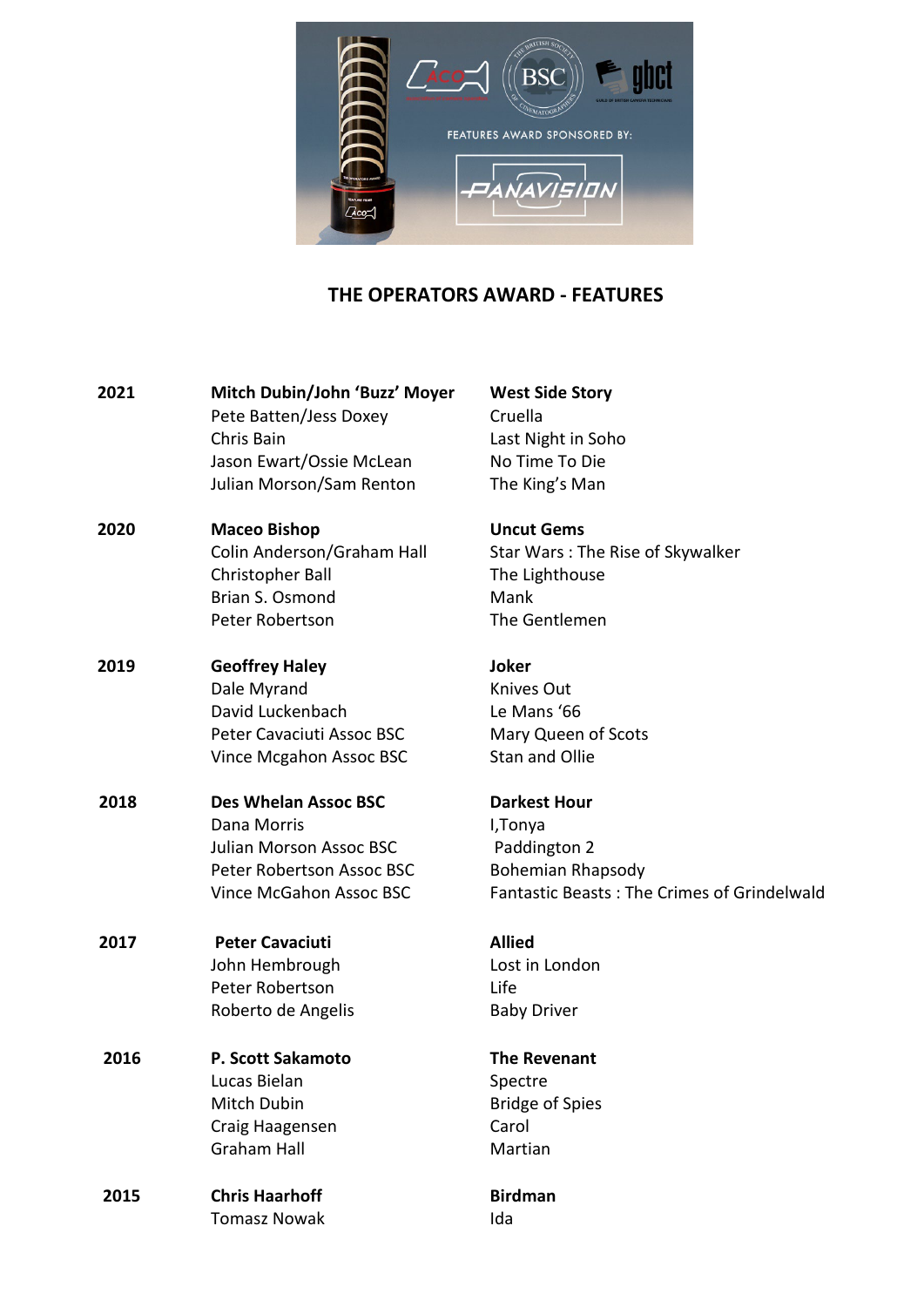# THE OPERATORS AWARD - FEATURES

| Year | Operator | Film |
|---|---|---|
| **2021** | **Mitch Dubin/John 'Buzz' Moyer** | **West Side Story** |
| | Pete Batten/Jess Doxey | Cruella |
| | Chris Bain | Last Night in Soho |
| | Jason Ewart/Ossie McLean | No Time To Die |
| | Julian Morson/Sam Renton | The King's Man |
| **2020** | **Maceo Bishop** | **Uncut Gems** |
| | Colin Anderson/Graham Hall | Star Wars : The Rise of Skywalker |
| | Christopher Ball | The Lighthouse |
| | Brian S. Osmond | Mank |
| | Peter Robertson | The Gentlemen |
| **2019** | **Geoffrey Haley** | **Joker** |
| | Dale Myrand | Knives Out |
| | David Luckenbach | Le Mans '66 |
| | Peter Cavaciuti Assoc BSC | Mary Queen of Scots |
| | Vince Mcgahon Assoc BSC | Stan and Ollie |
| **2018** | **Des Whelan Assoc BSC** | **Darkest Hour** |
| | Dana Morris | I,Tonya |
| | Julian Morson Assoc BSC | Paddington 2 |
| | Peter Robertson Assoc BSC | Bohemian Rhapsody |
| | Vince McGahon Assoc BSC | Fantastic Beasts : The Crimes of Grindelwald |
| **2017** | **Peter Cavaciuti** | **Allied** |
| | John Hembrough | Lost in London |
| | Peter Robertson | Life |
| | Roberto de Angelis | Baby Driver |
| **2016** | **P. Scott Sakamoto** | **The Revenant** |
| | Lucas Bielan | Spectre |
| | Mitch Dubin | Bridge of Spies |
| | Craig Haagensen | Carol |
| | Graham Hall | Martian |
| **2015** | **Chris Haarhoff** | **Birdman** |
| | Tomasz Nowak | Ida |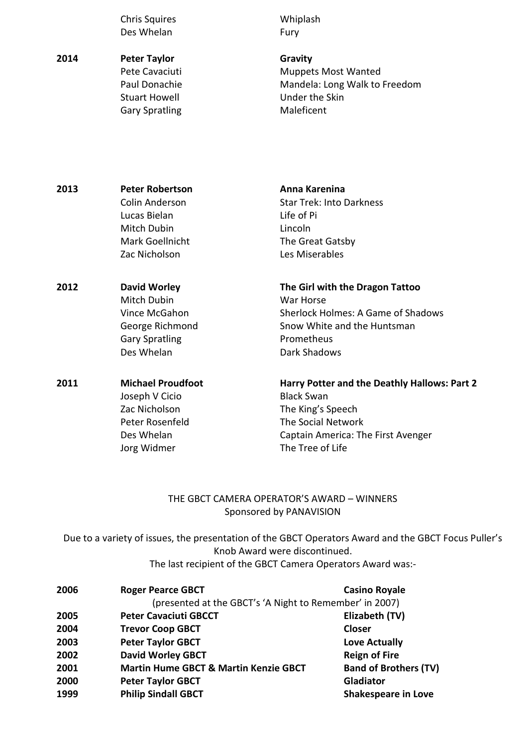| Year | Name | Film |
|---|---|---|
| | Chris Squires | Whiplash |
| | Des Whelan | Fury |
| **2014** | **Peter Taylor** | **Gravity** |
| | Pete Cavaciuti | Muppets Most Wanted |
| | Paul Donachie | Mandela: Long Walk to Freedom |
| | Stuart Howell | Under the Skin |
| | Gary Spratling | Maleficent |
| **2013** | **Peter Robertson** | **Anna Karenina** |
| | Colin Anderson | Star Trek: Into Darkness |
| | Lucas Bielan | Life of Pi |
| | Mitch Dubin | Lincoln |
| | Mark Goellnicht | The Great Gatsby |
| | Zac Nicholson | Les Miserables |
| **2012** | **David Worley** | **The Girl with the Dragon Tattoo** |
| | Mitch Dubin | War Horse |
| | Vince McGahon | Sherlock Holmes: A Game of Shadows |
| | George Richmond | Snow White and the Huntsman |
| | Gary Spratling | Prometheus |
| | Des Whelan | Dark Shadows |
| **2011** | **Michael Proudfoot** | **Harry Potter and the Deathly Hallows: Part 2** |
| | Joseph V Cicio | Black Swan |
| | Zac Nicholson | The King's Speech |
| | Peter Rosenfeld | The Social Network |
| | Des Whelan | Captain America: The First Avenger |
| | Jorg Widmer | The Tree of Life |

THE GBCT CAMERA OPERATOR'S AWARD – WINNERS
Sponsored by PANAVISION

Due to a variety of issues, the presentation of the GBCT Operators Award and the GBCT Focus Puller's Knob Award were discontinued.
The last recipient of the GBCT Camera Operators Award was:-

| Year | Name | Film |
|---|---|---|
| **2006** | **Roger Pearce GBCT** (presented at the GBCT's 'A Night to Remember' in 2007) | **Casino Royale** |
| **2005** | **Peter Cavaciuti GBCCT** | **Elizabeth (TV)** |
| **2004** | **Trevor Coop GBCT** | **Closer** |
| **2003** | **Peter Taylor GBCT** | **Love Actually** |
| **2002** | **David Worley GBCT** | **Reign of Fire** |
| **2001** | **Martin Hume GBCT & Martin Kenzie GBCT** | **Band of Brothers (TV)** |
| **2000** | **Peter Taylor GBCT** | **Gladiator** |
| **1999** | **Philip Sindall GBCT** | **Shakespeare in Love** |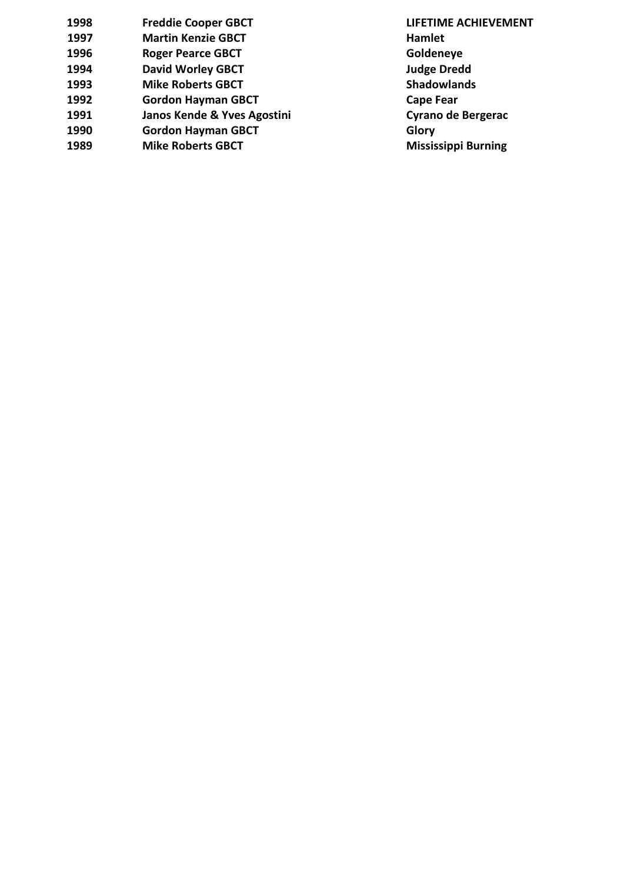| | | |
|---|---|---|
| **1998** | **Freddie Cooper GBCT** | **LIFETIME ACHIEVEMENT** |
| **1997** | **Martin Kenzie GBCT** | **Hamlet** |
| **1996** | **Roger Pearce GBCT** | **Goldeneye** |
| **1994** | **David Worley GBCT** | **Judge Dredd** |
| **1993** | **Mike Roberts GBCT** | **Shadowlands** |
| **1992** | **Gordon Hayman GBCT** | **Cape Fear** |
| **1991** | **Janos Kende & Yves Agostini** | **Cyrano de Bergerac** |
| **1990** | **Gordon Hayman GBCT** | **Glory** |
| **1989** | **Mike Roberts GBCT** | **Mississippi Burning** |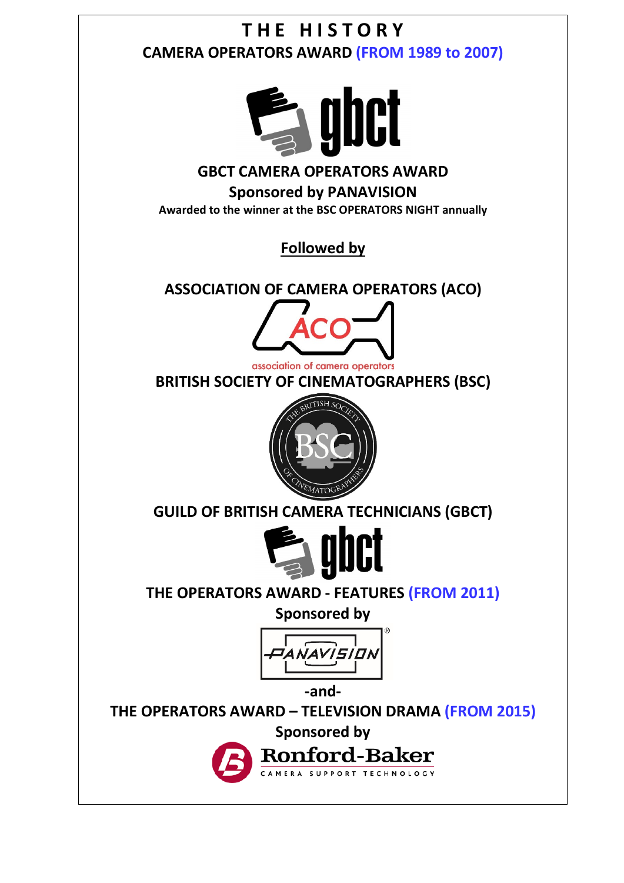# THE HISTORY

## CAMERA OPERATORS AWARD (FROM 1989 to 2007)

gbct

**GBCT CAMERA OPERATORS AWARD**

**Sponsored by PANAVISION**

**Awarded to the winner at the BSC OPERATORS NIGHT annually**

**Followed by**

**ASSOCIATION OF CAMERA OPERATORS (ACO)**

ACO
association of camera operators

**BRITISH SOCIETY OF CINEMATOGRAPHERS (BSC)**

THE BRITISH SOCIETY OF CINEMATOGRAPHERS
BSC

**GUILD OF BRITISH CAMERA TECHNICIANS (GBCT)**

gbct

**THE OPERATORS AWARD - FEATURES (FROM 2011)**

**Sponsored by**

PANAVISION®

**-and-**

**THE OPERATORS AWARD – TELEVISION DRAMA (FROM 2015)**

**Sponsored by**

Ronford-Baker
CAMERA SUPPORT TECHNOLOGY